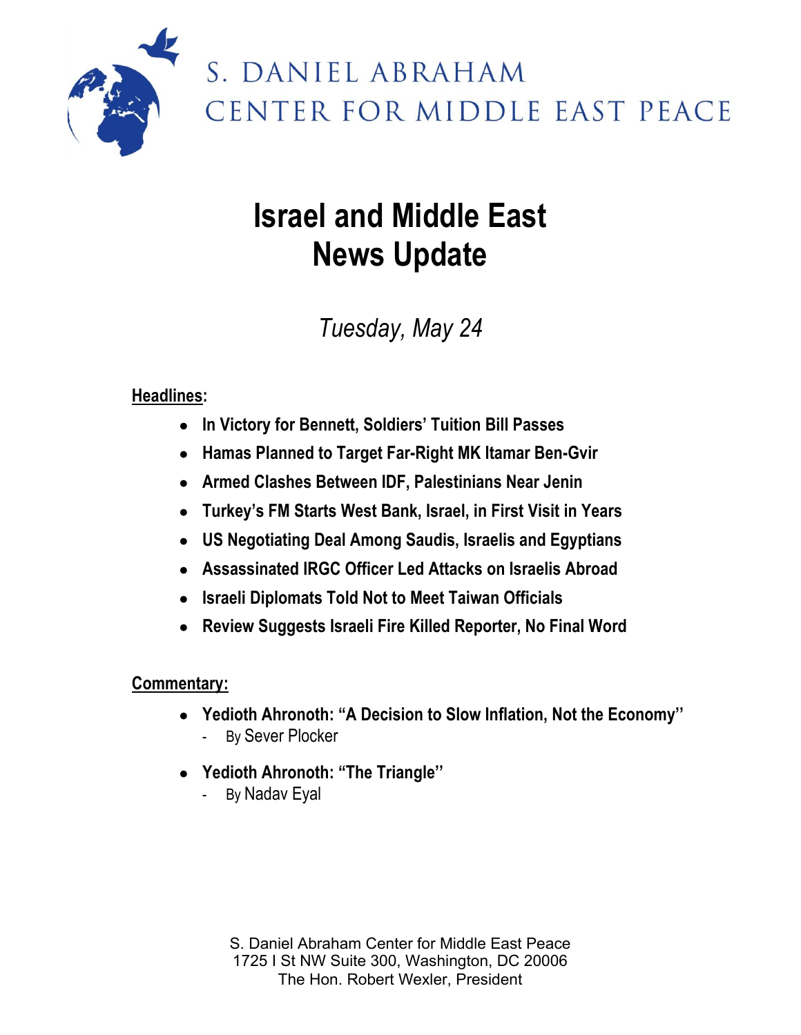S. DANIEL ABRAHAM
CENTER FOR MIDDLE EAST PEACE

# Israel and Middle East News Update

*Tuesday, May 24*

**Headlines:**

- **In Victory for Bennett, Soldiers' Tuition Bill Passes**
- **Hamas Planned to Target Far-Right MK Itamar Ben-Gvir**
- **Armed Clashes Between IDF, Palestinians Near Jenin**
- **Turkey's FM Starts West Bank, Israel, in First Visit in Years**
- **US Negotiating Deal Among Saudis, Israelis and Egyptians**
- **Assassinated IRGC Officer Led Attacks on Israelis Abroad**
- **Israeli Diplomats Told Not to Meet Taiwan Officials**
- **Review Suggests Israeli Fire Killed Reporter, No Final Word**

**Commentary:**

- **Yedioth Ahronoth: "A Decision to Slow Inflation, Not the Economy"**
  - By Sever Plocker
- **Yedioth Ahronoth: "The Triangle"**
  - By Nadav Eyal

S. Daniel Abraham Center for Middle East Peace
1725 I St NW Suite 300, Washington, DC 20006
The Hon. Robert Wexler, President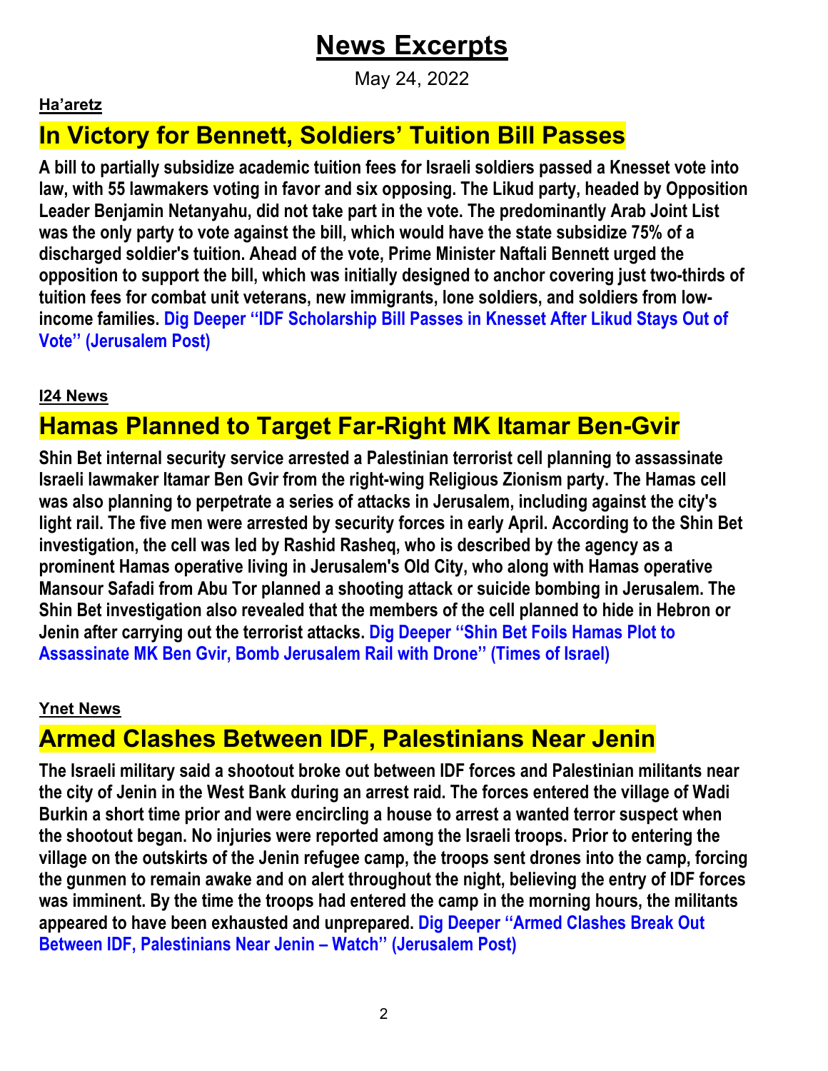# News Excerpts

May 24, 2022

**Ha'aretz**

## In Victory for Bennett, Soldiers' Tuition Bill Passes

**A bill to partially subsidize academic tuition fees for Israeli soldiers passed a Knesset vote into law, with 55 lawmakers voting in favor and six opposing. The Likud party, headed by Opposition Leader Benjamin Netanyahu, did not take part in the vote. The predominantly Arab Joint List was the only party to vote against the bill, which would have the state subsidize 75% of a discharged soldier's tuition. Ahead of the vote, Prime Minister Naftali Bennett urged the opposition to support the bill, which was initially designed to anchor covering just two-thirds of tuition fees for combat unit veterans, new immigrants, lone soldiers, and soldiers from low-income families. Dig Deeper "IDF Scholarship Bill Passes in Knesset After Likud Stays Out of Vote" (Jerusalem Post)**

**I24 News**

## Hamas Planned to Target Far-Right MK Itamar Ben-Gvir

**Shin Bet internal security service arrested a Palestinian terrorist cell planning to assassinate Israeli lawmaker Itamar Ben Gvir from the right-wing Religious Zionism party. The Hamas cell was also planning to perpetrate a series of attacks in Jerusalem, including against the city's light rail. The five men were arrested by security forces in early April. According to the Shin Bet investigation, the cell was led by Rashid Rasheq, who is described by the agency as a prominent Hamas operative living in Jerusalem's Old City, who along with Hamas operative Mansour Safadi from Abu Tor planned a shooting attack or suicide bombing in Jerusalem. The Shin Bet investigation also revealed that the members of the cell planned to hide in Hebron or Jenin after carrying out the terrorist attacks. Dig Deeper "Shin Bet Foils Hamas Plot to Assassinate MK Ben Gvir, Bomb Jerusalem Rail with Drone" (Times of Israel)**

**Ynet News**

## Armed Clashes Between IDF, Palestinians Near Jenin

**The Israeli military said a shootout broke out between IDF forces and Palestinian militants near the city of Jenin in the West Bank during an arrest raid. The forces entered the village of Wadi Burkin a short time prior and were encircling a house to arrest a wanted terror suspect when the shootout began. No injuries were reported among the Israeli troops. Prior to entering the village on the outskirts of the Jenin refugee camp, the troops sent drones into the camp, forcing the gunmen to remain awake and on alert throughout the night, believing the entry of IDF forces was imminent. By the time the troops had entered the camp in the morning hours, the militants appeared to have been exhausted and unprepared. Dig Deeper "Armed Clashes Break Out Between IDF, Palestinians Near Jenin – Watch" (Jerusalem Post)**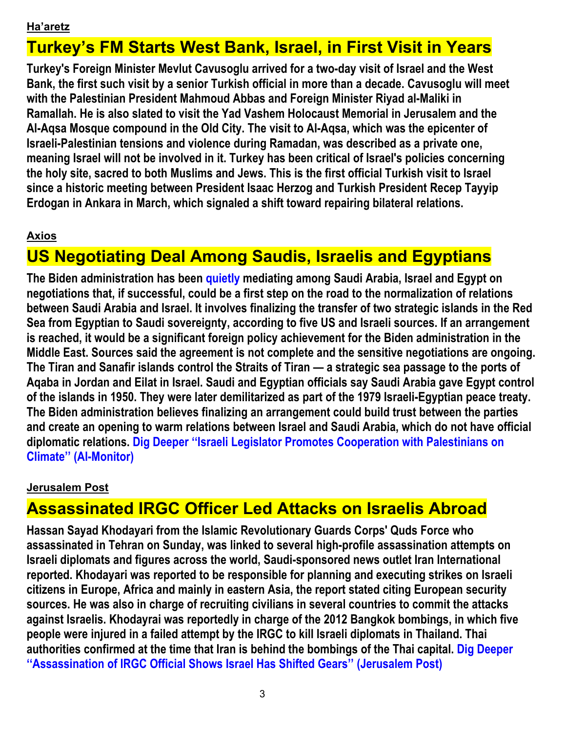**Ha'aretz**

## Turkey's FM Starts West Bank, Israel, in First Visit in Years

**Turkey's Foreign Minister Mevlut Cavusoglu arrived for a two-day visit of Israel and the West Bank, the first such visit by a senior Turkish official in more than a decade. Cavusoglu will meet with the Palestinian President Mahmoud Abbas and Foreign Minister Riyad al-Maliki in Ramallah. He is also slated to visit the Yad Vashem Holocaust Memorial in Jerusalem and the Al-Aqsa Mosque compound in the Old City. The visit to Al-Aqsa, which was the epicenter of Israeli-Palestinian tensions and violence during Ramadan, was described as a private one, meaning Israel will not be involved in it. Turkey has been critical of Israel's policies concerning the holy site, sacred to both Muslims and Jews. This is the first official Turkish visit to Israel since a historic meeting between President Isaac Herzog and Turkish President Recep Tayyip Erdogan in Ankara in March, which signaled a shift toward repairing bilateral relations.**

**Axios**

## US Negotiating Deal Among Saudis, Israelis and Egyptians

**The Biden administration has been quietly mediating among Saudi Arabia, Israel and Egypt on negotiations that, if successful, could be a first step on the road to the normalization of relations between Saudi Arabia and Israel. It involves finalizing the transfer of two strategic islands in the Red Sea from Egyptian to Saudi sovereignty, according to five US and Israeli sources. If an arrangement is reached, it would be a significant foreign policy achievement for the Biden administration in the Middle East. Sources said the agreement is not complete and the sensitive negotiations are ongoing. The Tiran and Sanafir islands control the Straits of Tiran — a strategic sea passage to the ports of Aqaba in Jordan and Eilat in Israel. Saudi and Egyptian officials say Saudi Arabia gave Egypt control of the islands in 1950. They were later demilitarized as part of the 1979 Israeli-Egyptian peace treaty. The Biden administration believes finalizing an arrangement could build trust between the parties and create an opening to warm relations between Israel and Saudi Arabia, which do not have official diplomatic relations. Dig Deeper "Israeli Legislator Promotes Cooperation with Palestinians on Climate" (Al-Monitor)**

**Jerusalem Post**

## Assassinated IRGC Officer Led Attacks on Israelis Abroad

**Hassan Sayad Khodayari from the Islamic Revolutionary Guards Corps' Quds Force who assassinated in Tehran on Sunday, was linked to several high-profile assassination attempts on Israeli diplomats and figures across the world, Saudi-sponsored news outlet Iran International reported. Khodayari was reported to be responsible for planning and executing strikes on Israeli citizens in Europe, Africa and mainly in eastern Asia, the report stated citing European security sources. He was also in charge of recruiting civilians in several countries to commit the attacks against Israelis. Khodayrai was reportedly in charge of the 2012 Bangkok bombings, in which five people were injured in a failed attempt by the IRGC to kill Israeli diplomats in Thailand. Thai authorities confirmed at the time that Iran is behind the bombings of the Thai capital. Dig Deeper "Assassination of IRGC Official Shows Israel Has Shifted Gears" (Jerusalem Post)**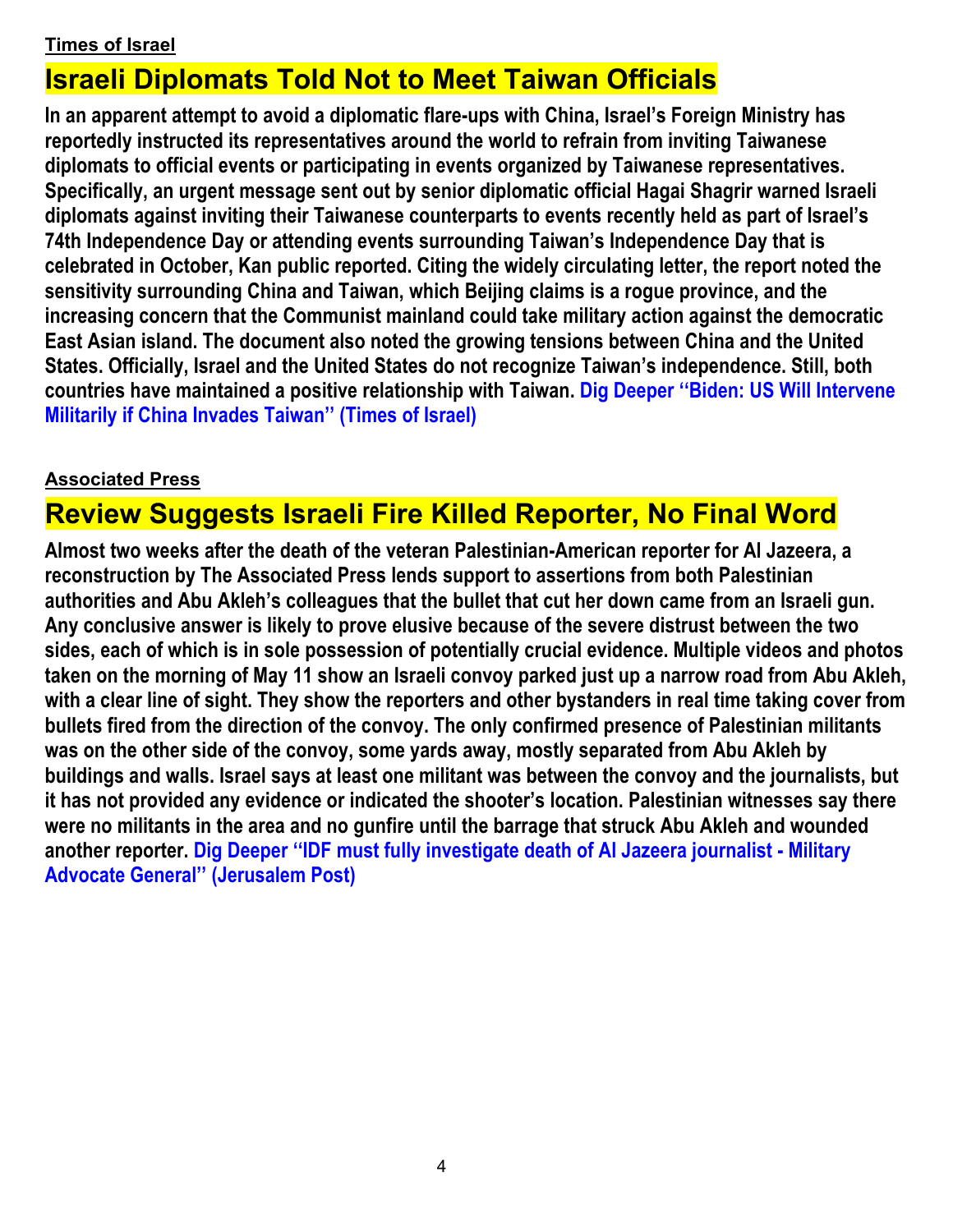**Times of Israel**

## Israeli Diplomats Told Not to Meet Taiwan Officials

**In an apparent attempt to avoid a diplomatic flare-ups with China, Israel's Foreign Ministry has reportedly instructed its representatives around the world to refrain from inviting Taiwanese diplomats to official events or participating in events organized by Taiwanese representatives. Specifically, an urgent message sent out by senior diplomatic official Hagai Shagrir warned Israeli diplomats against inviting their Taiwanese counterparts to events recently held as part of Israel's 74th Independence Day or attending events surrounding Taiwan's Independence Day that is celebrated in October, Kan public reported. Citing the widely circulating letter, the report noted the sensitivity surrounding China and Taiwan, which Beijing claims is a rogue province, and the increasing concern that the Communist mainland could take military action against the democratic East Asian island. The document also noted the growing tensions between China and the United States. Officially, Israel and the United States do not recognize Taiwan's independence. Still, both countries have maintained a positive relationship with Taiwan. Dig Deeper "Biden: US Will Intervene Militarily if China Invades Taiwan" (Times of Israel)**

**Associated Press**

## Review Suggests Israeli Fire Killed Reporter, No Final Word

**Almost two weeks after the death of the veteran Palestinian-American reporter for Al Jazeera, a reconstruction by The Associated Press lends support to assertions from both Palestinian authorities and Abu Akleh's colleagues that the bullet that cut her down came from an Israeli gun. Any conclusive answer is likely to prove elusive because of the severe distrust between the two sides, each of which is in sole possession of potentially crucial evidence. Multiple videos and photos taken on the morning of May 11 show an Israeli convoy parked just up a narrow road from Abu Akleh, with a clear line of sight. They show the reporters and other bystanders in real time taking cover from bullets fired from the direction of the convoy. The only confirmed presence of Palestinian militants was on the other side of the convoy, some yards away, mostly separated from Abu Akleh by buildings and walls. Israel says at least one militant was between the convoy and the journalists, but it has not provided any evidence or indicated the shooter's location. Palestinian witnesses say there were no militants in the area and no gunfire until the barrage that struck Abu Akleh and wounded another reporter. Dig Deeper "IDF must fully investigate death of Al Jazeera journalist - Military Advocate General" (Jerusalem Post)**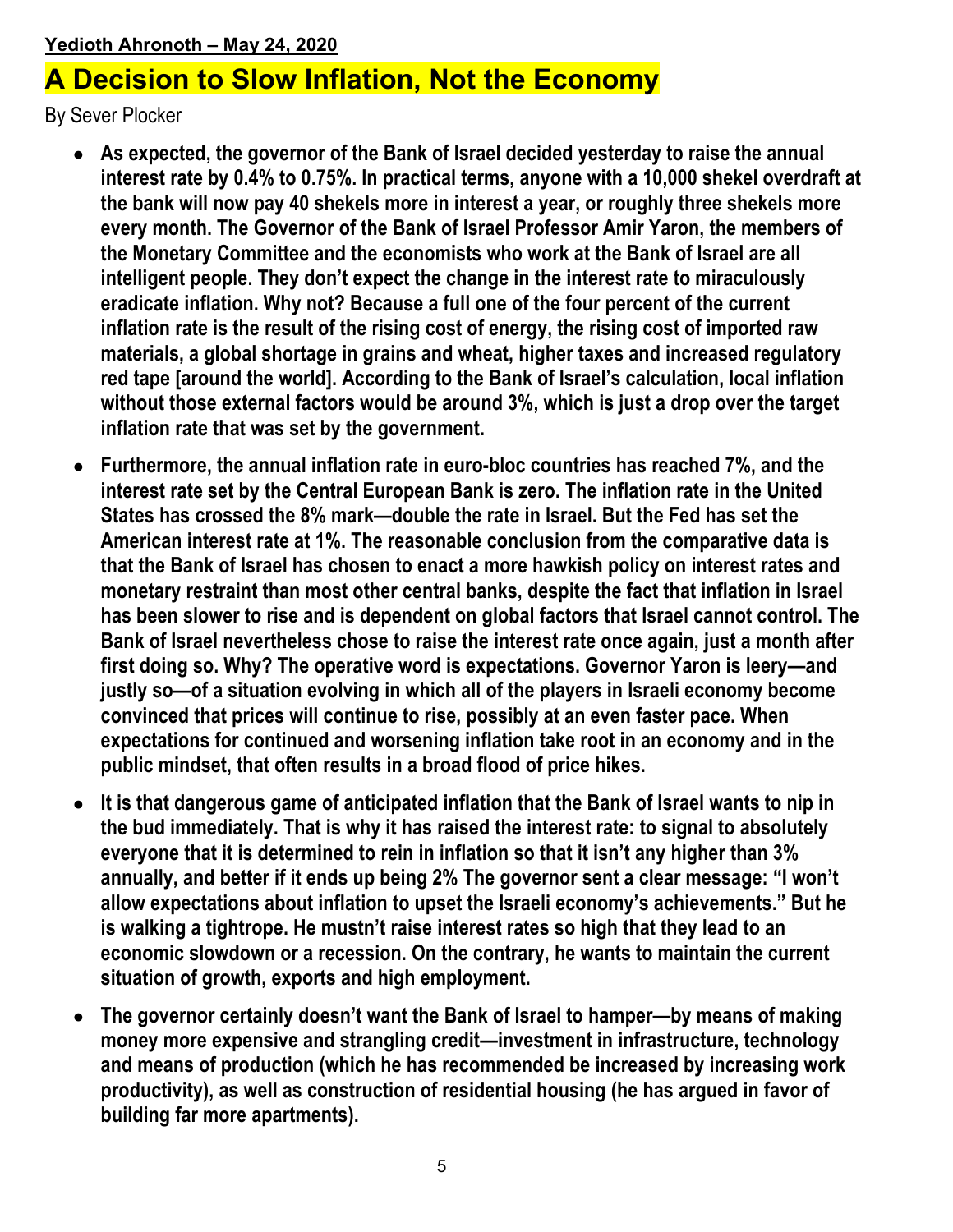**Yedioth Ahronoth – May 24, 2020**

# A Decision to Slow Inflation, Not the Economy

By Sever Plocker

- **As expected, the governor of the Bank of Israel decided yesterday to raise the annual interest rate by 0.4% to 0.75%. In practical terms, anyone with a 10,000 shekel overdraft at the bank will now pay 40 shekels more in interest a year, or roughly three shekels more every month. The Governor of the Bank of Israel Professor Amir Yaron, the members of the Monetary Committee and the economists who work at the Bank of Israel are all intelligent people. They don't expect the change in the interest rate to miraculously eradicate inflation. Why not? Because a full one of the four percent of the current inflation rate is the result of the rising cost of energy, the rising cost of imported raw materials, a global shortage in grains and wheat, higher taxes and increased regulatory red tape [around the world]. According to the Bank of Israel's calculation, local inflation without those external factors would be around 3%, which is just a drop over the target inflation rate that was set by the government.**
- **Furthermore, the annual inflation rate in euro-bloc countries has reached 7%, and the interest rate set by the Central European Bank is zero. The inflation rate in the United States has crossed the 8% mark—double the rate in Israel. But the Fed has set the American interest rate at 1%. The reasonable conclusion from the comparative data is that the Bank of Israel has chosen to enact a more hawkish policy on interest rates and monetary restraint than most other central banks, despite the fact that inflation in Israel has been slower to rise and is dependent on global factors that Israel cannot control. The Bank of Israel nevertheless chose to raise the interest rate once again, just a month after first doing so. Why? The operative word is expectations. Governor Yaron is leery—and justly so—of a situation evolving in which all of the players in Israeli economy become convinced that prices will continue to rise, possibly at an even faster pace. When expectations for continued and worsening inflation take root in an economy and in the public mindset, that often results in a broad flood of price hikes.**
- **It is that dangerous game of anticipated inflation that the Bank of Israel wants to nip in the bud immediately. That is why it has raised the interest rate: to signal to absolutely everyone that it is determined to rein in inflation so that it isn't any higher than 3% annually, and better if it ends up being 2% The governor sent a clear message: "I won't allow expectations about inflation to upset the Israeli economy's achievements." But he is walking a tightrope. He mustn't raise interest rates so high that they lead to an economic slowdown or a recession. On the contrary, he wants to maintain the current situation of growth, exports and high employment.**
- **The governor certainly doesn't want the Bank of Israel to hamper—by means of making money more expensive and strangling credit—investment in infrastructure, technology and means of production (which he has recommended be increased by increasing work productivity), as well as construction of residential housing (he has argued in favor of building far more apartments).**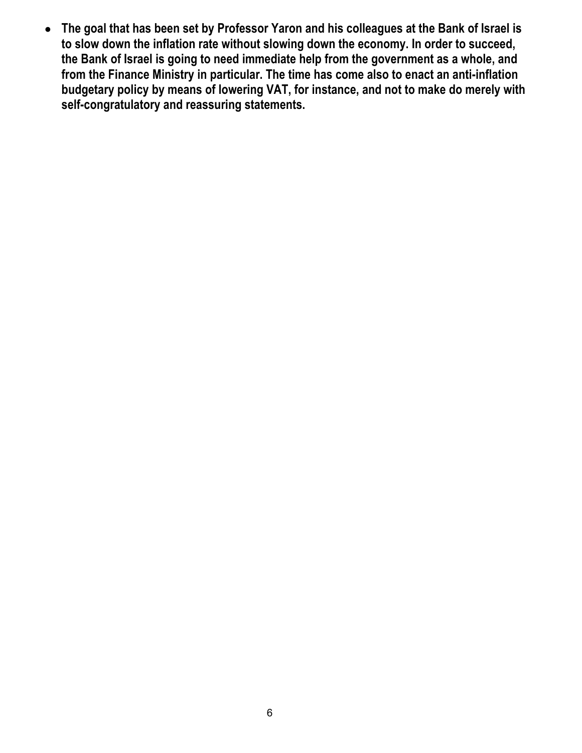- **The goal that has been set by Professor Yaron and his colleagues at the Bank of Israel is to slow down the inflation rate without slowing down the economy. In order to succeed, the Bank of Israel is going to need immediate help from the government as a whole, and from the Finance Ministry in particular. The time has come also to enact an anti-inflation budgetary policy by means of lowering VAT, for instance, and not to make do merely with self-congratulatory and reassuring statements.**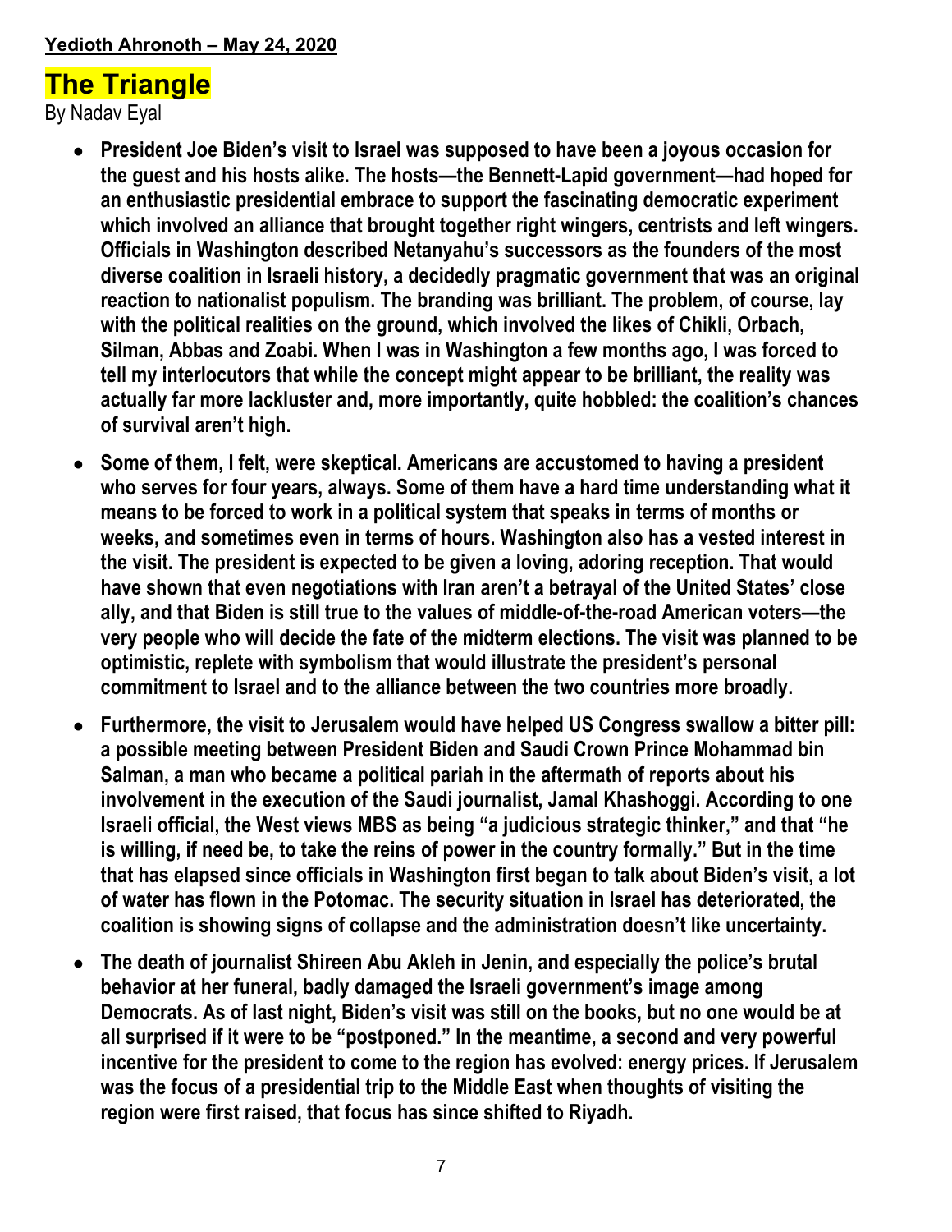**Yedioth Ahronoth – May 24, 2020**

# The Triangle

By Nadav Eyal

- **President Joe Biden's visit to Israel was supposed to have been a joyous occasion for the guest and his hosts alike. The hosts—the Bennett-Lapid government—had hoped for an enthusiastic presidential embrace to support the fascinating democratic experiment which involved an alliance that brought together right wingers, centrists and left wingers. Officials in Washington described Netanyahu's successors as the founders of the most diverse coalition in Israeli history, a decidedly pragmatic government that was an original reaction to nationalist populism. The branding was brilliant. The problem, of course, lay with the political realities on the ground, which involved the likes of Chikli, Orbach, Silman, Abbas and Zoabi. When I was in Washington a few months ago, I was forced to tell my interlocutors that while the concept might appear to be brilliant, the reality was actually far more lackluster and, more importantly, quite hobbled: the coalition's chances of survival aren't high.**
- **Some of them, I felt, were skeptical. Americans are accustomed to having a president who serves for four years, always. Some of them have a hard time understanding what it means to be forced to work in a political system that speaks in terms of months or weeks, and sometimes even in terms of hours. Washington also has a vested interest in the visit. The president is expected to be given a loving, adoring reception. That would have shown that even negotiations with Iran aren't a betrayal of the United States' close ally, and that Biden is still true to the values of middle-of-the-road American voters—the very people who will decide the fate of the midterm elections. The visit was planned to be optimistic, replete with symbolism that would illustrate the president's personal commitment to Israel and to the alliance between the two countries more broadly.**
- **Furthermore, the visit to Jerusalem would have helped US Congress swallow a bitter pill: a possible meeting between President Biden and Saudi Crown Prince Mohammad bin Salman, a man who became a political pariah in the aftermath of reports about his involvement in the execution of the Saudi journalist, Jamal Khashoggi. According to one Israeli official, the West views MBS as being "a judicious strategic thinker," and that "he is willing, if need be, to take the reins of power in the country formally." But in the time that has elapsed since officials in Washington first began to talk about Biden's visit, a lot of water has flown in the Potomac. The security situation in Israel has deteriorated, the coalition is showing signs of collapse and the administration doesn't like uncertainty.**
- **The death of journalist Shireen Abu Akleh in Jenin, and especially the police's brutal behavior at her funeral, badly damaged the Israeli government's image among Democrats. As of last night, Biden's visit was still on the books, but no one would be at all surprised if it were to be "postponed." In the meantime, a second and very powerful incentive for the president to come to the region has evolved: energy prices. If Jerusalem was the focus of a presidential trip to the Middle East when thoughts of visiting the region were first raised, that focus has since shifted to Riyadh.**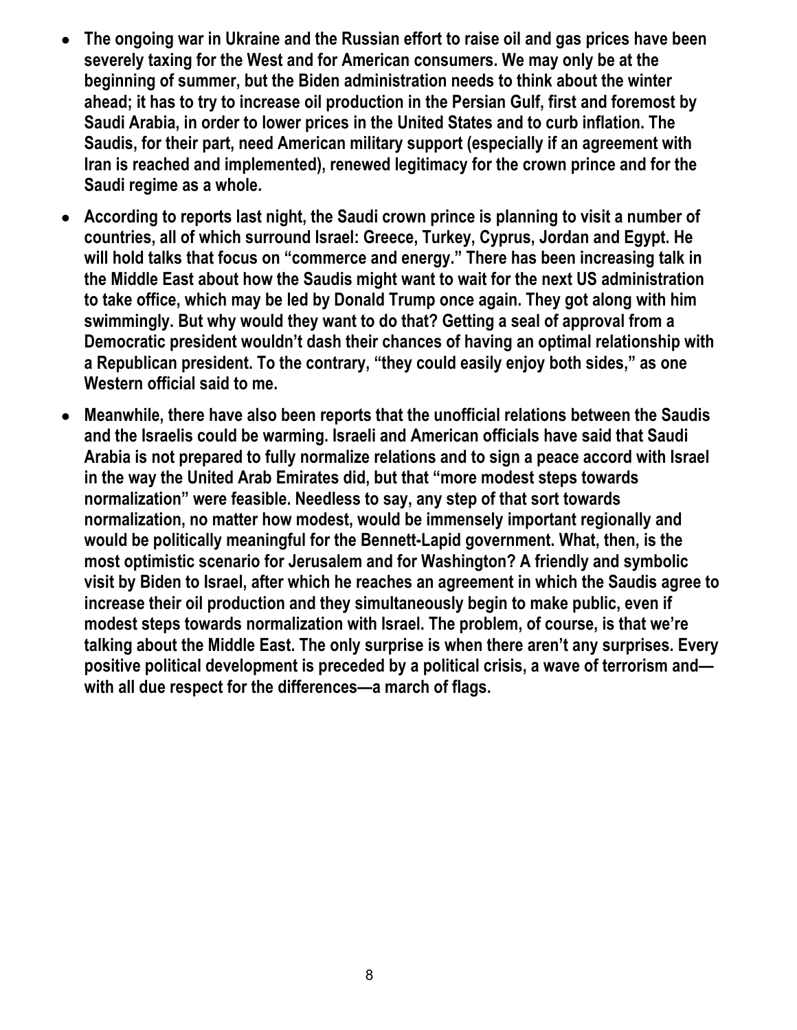- **The ongoing war in Ukraine and the Russian effort to raise oil and gas prices have been severely taxing for the West and for American consumers. We may only be at the beginning of summer, but the Biden administration needs to think about the winter ahead; it has to try to increase oil production in the Persian Gulf, first and foremost by Saudi Arabia, in order to lower prices in the United States and to curb inflation. The Saudis, for their part, need American military support (especially if an agreement with Iran is reached and implemented), renewed legitimacy for the crown prince and for the Saudi regime as a whole.**
- **According to reports last night, the Saudi crown prince is planning to visit a number of countries, all of which surround Israel: Greece, Turkey, Cyprus, Jordan and Egypt. He will hold talks that focus on "commerce and energy." There has been increasing talk in the Middle East about how the Saudis might want to wait for the next US administration to take office, which may be led by Donald Trump once again. They got along with him swimmingly. But why would they want to do that? Getting a seal of approval from a Democratic president wouldn't dash their chances of having an optimal relationship with a Republican president. To the contrary, "they could easily enjoy both sides," as one Western official said to me.**
- **Meanwhile, there have also been reports that the unofficial relations between the Saudis and the Israelis could be warming. Israeli and American officials have said that Saudi Arabia is not prepared to fully normalize relations and to sign a peace accord with Israel in the way the United Arab Emirates did, but that "more modest steps towards normalization" were feasible. Needless to say, any step of that sort towards normalization, no matter how modest, would be immensely important regionally and would be politically meaningful for the Bennett-Lapid government. What, then, is the most optimistic scenario for Jerusalem and for Washington? A friendly and symbolic visit by Biden to Israel, after which he reaches an agreement in which the Saudis agree to increase their oil production and they simultaneously begin to make public, even if modest steps towards normalization with Israel. The problem, of course, is that we're talking about the Middle East. The only surprise is when there aren't any surprises. Every positive political development is preceded by a political crisis, a wave of terrorism and—with all due respect for the differences—a march of flags.**